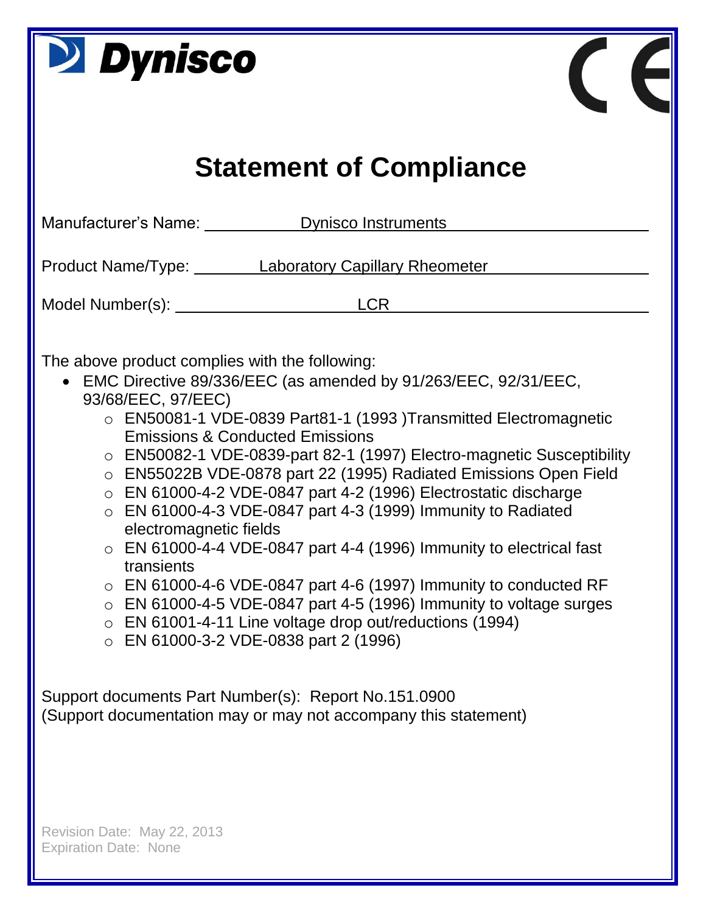Dynisco

CE

# Statement of Compliance

Manufacturer's Name: Dynisco Instruments

Product Name/Type: Laboratory Capillary Rheometer

Model Number(s): LCR

The above product complies with the following:

- EMC Directive 89/336/EEC (as amended by 91/263/EEC, 92/31/EEC, 93/68/EEC, 97/EEC)
  - EN50081-1 VDE-0839 Part81-1 (1993 )Transmitted Electromagnetic Emissions & Conducted Emissions
  - EN50082-1 VDE-0839-part 82-1 (1997) Electro-magnetic Susceptibility
  - EN55022B VDE-0878 part 22 (1995) Radiated Emissions Open Field
  - EN 61000-4-2 VDE-0847 part 4-2 (1996) Electrostatic discharge
  - EN 61000-4-3 VDE-0847 part 4-3 (1999) Immunity to Radiated electromagnetic fields
  - EN 61000-4-4 VDE-0847 part 4-4 (1996) Immunity to electrical fast transients
  - EN 61000-4-6 VDE-0847 part 4-6 (1997) Immunity to conducted RF
  - EN 61000-4-5 VDE-0847 part 4-5 (1996) Immunity to voltage surges
  - EN 61001-4-11 Line voltage drop out/reductions (1994)
  - EN 61000-3-2 VDE-0838 part 2 (1996)

Support documents Part Number(s): Report No.151.0900
(Support documentation may or may not accompany this statement)

Revision Date: May 22, 2013
Expiration Date: None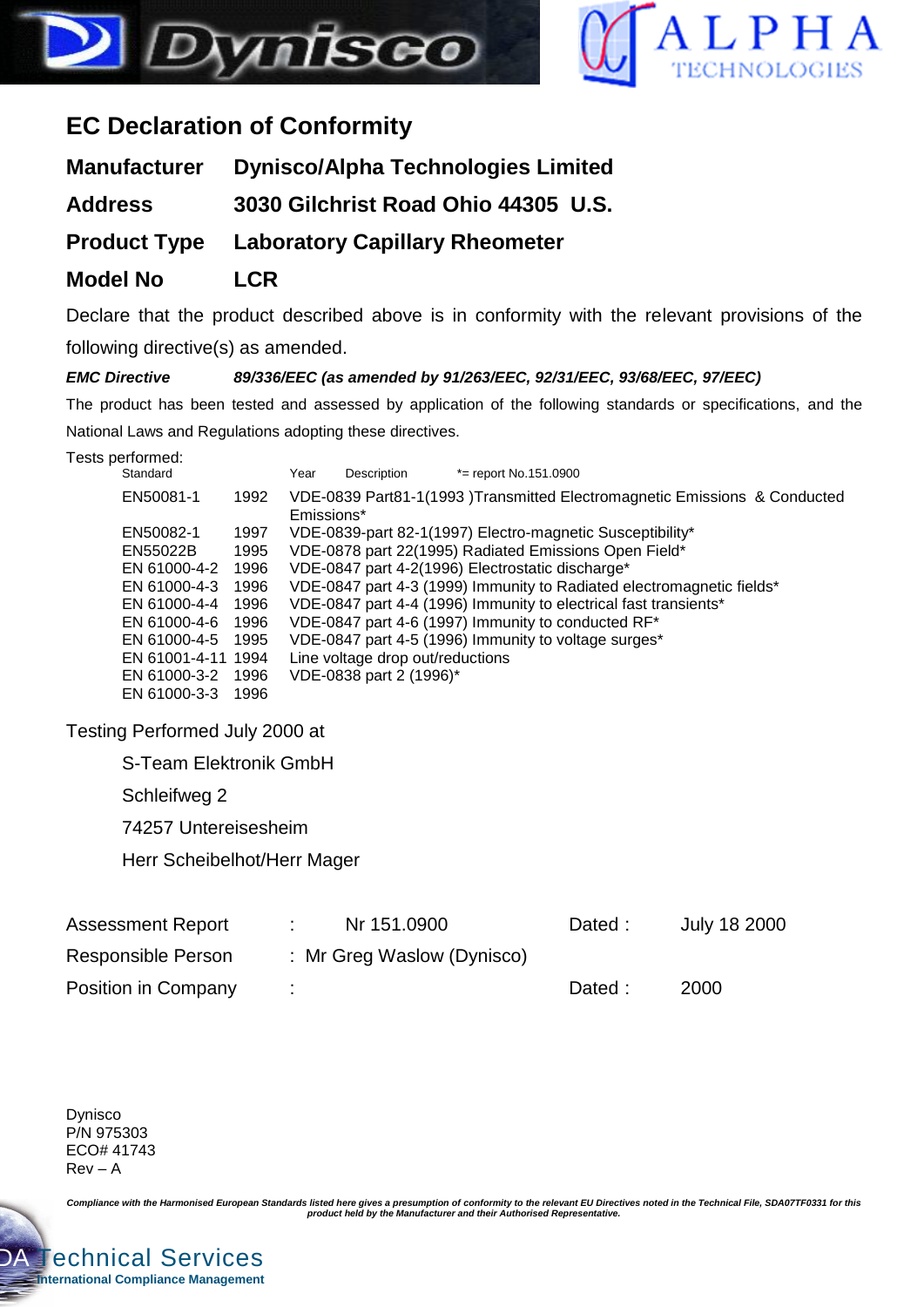# EC Declaration of Conformity

| | |
|---|---|
| **Manufacturer** | **Dynisco/Alpha Technologies Limited** |
| **Address** | **3030 Gilchrist Road Ohio 44305 U.S.** |
| **Product Type** | **Laboratory Capillary Rheometer** |
| **Model No** | **LCR** |

Declare that the product described above is in conformity with the relevant provisions of the following directive(s) as amended.

***EMC Directive*** ***89/336/EEC (as amended by 91/263/EEC, 92/31/EEC, 93/68/EEC, 97/EEC)***

The product has been tested and assessed by application of the following standards or specifications, and the National Laws and Regulations adopting these directives.

Tests performed:

| Standard | Year | Description *= report No.151.0900 |
|---|---|---|
| EN50081-1 | 1992 | VDE-0839 Part81-1(1993 )Transmitted Electromagnetic Emissions & Conducted Emissions* |
| EN50082-1 | 1997 | VDE-0839-part 82-1(1997) Electro-magnetic Susceptibility* |
| EN55022B | 1995 | VDE-0878 part 22(1995) Radiated Emissions Open Field* |
| EN 61000-4-2 | 1996 | VDE-0847 part 4-2(1996) Electrostatic discharge* |
| EN 61000-4-3 | 1996 | VDE-0847 part 4-3 (1999) Immunity to Radiated electromagnetic fields* |
| EN 61000-4-4 | 1996 | VDE-0847 part 4-4 (1996) Immunity to electrical fast transients* |
| EN 61000-4-6 | 1996 | VDE-0847 part 4-6 (1997) Immunity to conducted RF* |
| EN 61000-4-5 | 1995 | VDE-0847 part 4-5 (1996) Immunity to voltage surges* |
| EN 61001-4-11 | 1994 | Line voltage drop out/reductions |
| EN 61000-3-2 | 1996 | VDE-0838 part 2 (1996)* |
| EN 61000-3-3 | 1996 | |

Testing Performed July 2000 at

S-Team Elektronik GmbH
Schleifweg 2
74257 Untereisesheim
Herr Scheibelhot/Herr Mager

| | | | |
|---|---|---|---|
| Assessment Report | : Nr 151.0900 | Dated : | July 18 2000 |
| Responsible Person | : Mr Greg Waslow (Dynisco) | | |
| Position in Company | : | Dated : | 2000 |

Dynisco
P/N 975303
ECO# 41743
Rev – A

*Compliance with the Harmonised European Standards listed here gives a presumption of conformity to the relevant EU Directives noted in the Technical File, SDA07TF0331 for this product held by the Manufacturer and their Authorised Representative.*

DA Technical Services
International Compliance Management